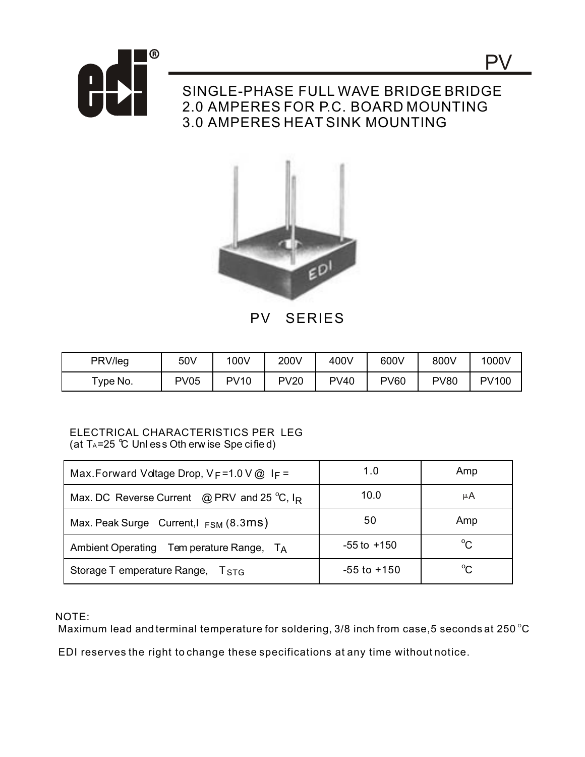PV

# SINGLE-PHASE FULL WAVE BRIDGE BRIDGE
# 2.0 AMPERES FOR P.C. BOARD MOUNTING
# 3.0 AMPERES HEAT SINK MOUNTING

PV SERIES

| PRV/leg | 50V | 100V | 200V | 400V | 600V | 800V | 1000V |
|---|---|---|---|---|---|---|---|
| Type No. | PV05 | PV10 | PV20 | PV40 | PV60 | PV80 | PV100 |

ELECTRICAL CHARACTERISTICS PER LEG
(at $T_A$=25 ℃ Unless Otherwise Specified)

| | | |
|---|---|---|
| Max.Forward Voltage Drop, $V_F$=1.0 V @ $I_F$ = | 1.0 | Amp |
| Max. DC Reverse Current @ PRV and 25 °C, $I_R$ | 10.0 | μA |
| Max. Peak Surge Current, $I_{FSM}$ (8.3ms) | 50 | Amp |
| Ambient Operating Temperature Range, $T_A$ | -55 to +150 | °C |
| Storage Temperature Range, $T_{STG}$ | -55 to +150 | °C |

NOTE:
Maximum lead and terminal temperature for soldering, 3/8 inch from case, 5 seconds at 250 °C

EDI reserves the right to change these specifications at any time without notice.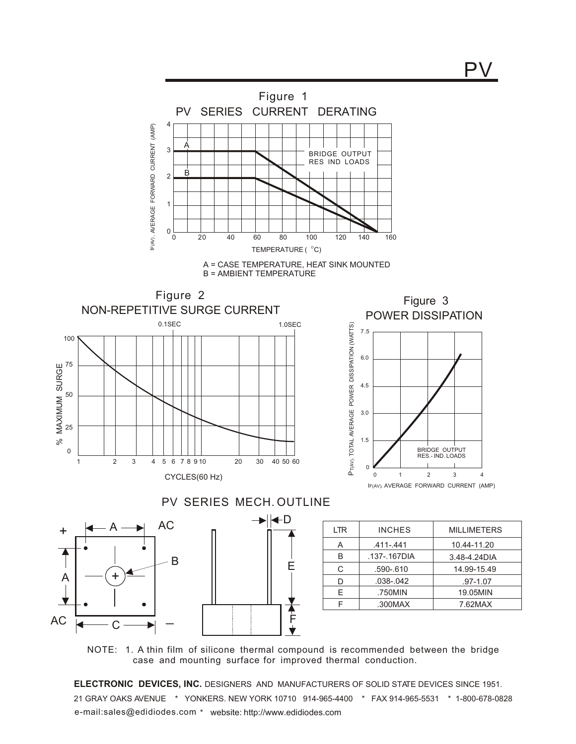## Figure 1

### PV SERIES CURRENT DERATING

$I_{F(AV)}$, AVERAGE FORWARD CURRENT (AMP)

4
3
2
1
0

A
B

BRIDGE OUTPUT
RES IND LOADS

0 20 40 60 80 100 120 140 160

TEMPERATURE ( °C)

A = CASE TEMPERATURE, HEAT SINK MOUNTED
B = AMBIENT TEMPERATURE

## Figure 2

### NON-REPETITIVE SURGE CURRENT

0.1SEC
1.0SEC

% MAXIMUM SURGE

100
75
50
25
0

1 2 3 4 5 6 7 8 9 10 20 30 40 50 60

CYCLES(60 Hz)

## Figure 3

### POWER DISSIPATION

$P_{T(AV)}$, TOTAL AVERAGE POWER DISSIPATION (WATTS)

7.5
6.0
4.5
3.0
1.5
0

BRIDGE OUTPUT
RES.- IND. LOADS

0 1 2 3 4

$I_{F(AV)}$, AVERAGE FORWARD CURRENT (AMP)

## PV SERIES MECH. OUTLINE

+ A AC B A AC C –
D E F

| LTR | INCHES | MILLIMETERS |
|---|---|---|
| A | .411-.441 | 10.44-11.20 |
| B | .137-.167DIA | 3.48-4.24DIA |
| C | .590-.610 | 14.99-15.49 |
| D | .038-.042 | .97-1.07 |
| E | .750MIN | 19.05MIN |
| F | .300MAX | 7.62MAX |

NOTE: 1. A thin film of silicone thermal compound is recommended between the bridge case and mounting surface for improved thermal conduction.

**ELECTRONIC DEVICES, INC.** DESIGNERS AND MANUFACTURERS OF SOLID STATE DEVICES SINCE 1951.
21 GRAY OAKS AVENUE * YONKERS. NEW YORK 10710 914-965-4400 * FAX 914-965-5531 * 1-800-678-0828
e-mail:sales@edidiodes.com * website: http://www.edidiodes.com